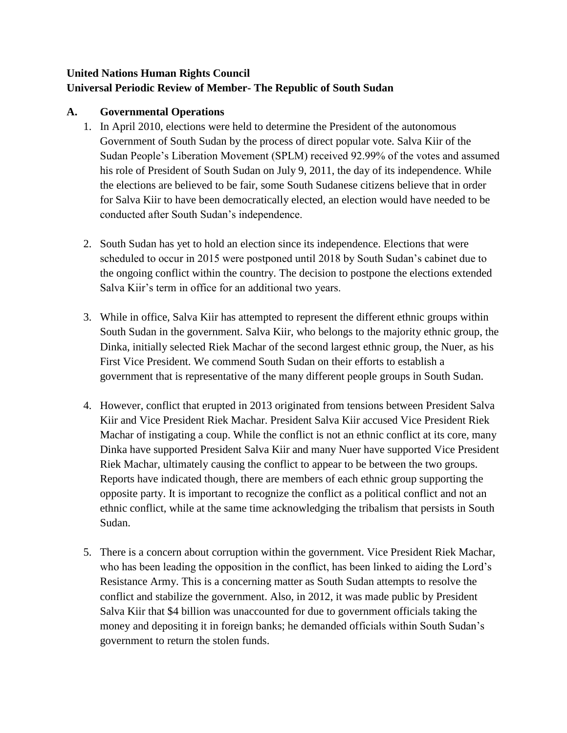**United Nations Human Rights Council**
**Universal Periodic Review of Member- The Republic of South Sudan**

## A. Governmental Operations

1. In April 2010, elections were held to determine the President of the autonomous Government of South Sudan by the process of direct popular vote. Salva Kiir of the Sudan People's Liberation Movement (SPLM) received 92.99% of the votes and assumed his role of President of South Sudan on July 9, 2011, the day of its independence. While the elections are believed to be fair, some South Sudanese citizens believe that in order for Salva Kiir to have been democratically elected, an election would have needed to be conducted after South Sudan's independence.

2. South Sudan has yet to hold an election since its independence. Elections that were scheduled to occur in 2015 were postponed until 2018 by South Sudan's cabinet due to the ongoing conflict within the country. The decision to postpone the elections extended Salva Kiir's term in office for an additional two years.

3. While in office, Salva Kiir has attempted to represent the different ethnic groups within South Sudan in the government. Salva Kiir, who belongs to the majority ethnic group, the Dinka, initially selected Riek Machar of the second largest ethnic group, the Nuer, as his First Vice President. We commend South Sudan on their efforts to establish a government that is representative of the many different people groups in South Sudan.

4. However, conflict that erupted in 2013 originated from tensions between President Salva Kiir and Vice President Riek Machar. President Salva Kiir accused Vice President Riek Machar of instigating a coup. While the conflict is not an ethnic conflict at its core, many Dinka have supported President Salva Kiir and many Nuer have supported Vice President Riek Machar, ultimately causing the conflict to appear to be between the two groups. Reports have indicated though, there are members of each ethnic group supporting the opposite party. It is important to recognize the conflict as a political conflict and not an ethnic conflict, while at the same time acknowledging the tribalism that persists in South Sudan.

5. There is a concern about corruption within the government. Vice President Riek Machar, who has been leading the opposition in the conflict, has been linked to aiding the Lord's Resistance Army. This is a concerning matter as South Sudan attempts to resolve the conflict and stabilize the government. Also, in 2012, it was made public by President Salva Kiir that $4 billion was unaccounted for due to government officials taking the money and depositing it in foreign banks; he demanded officials within South Sudan's government to return the stolen funds.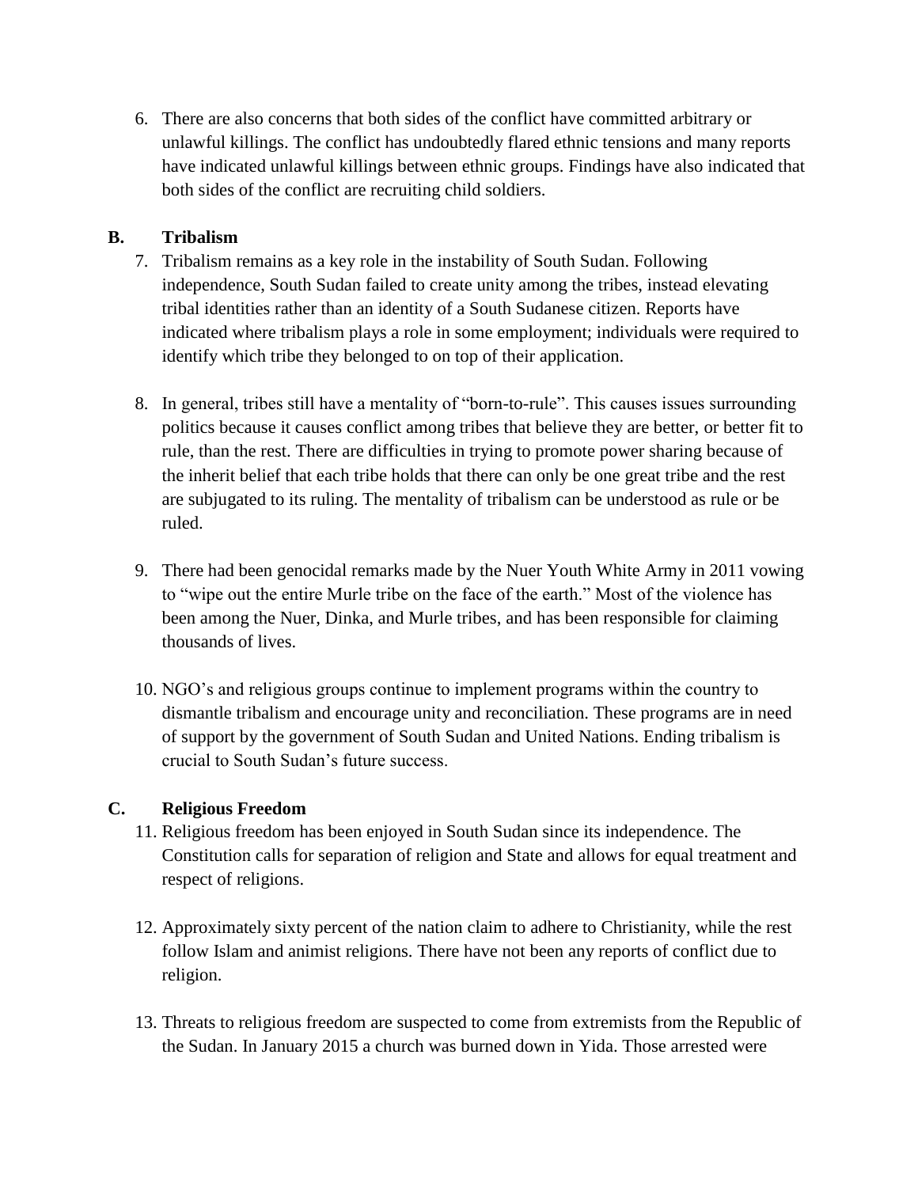6. There are also concerns that both sides of the conflict have committed arbitrary or unlawful killings. The conflict has undoubtedly flared ethnic tensions and many reports have indicated unlawful killings between ethnic groups. Findings have also indicated that both sides of the conflict are recruiting child soldiers.

**B. Tribalism**

7. Tribalism remains as a key role in the instability of South Sudan. Following independence, South Sudan failed to create unity among the tribes, instead elevating tribal identities rather than an identity of a South Sudanese citizen. Reports have indicated where tribalism plays a role in some employment; individuals were required to identify which tribe they belonged to on top of their application.

8. In general, tribes still have a mentality of "born-to-rule". This causes issues surrounding politics because it causes conflict among tribes that believe they are better, or better fit to rule, than the rest. There are difficulties in trying to promote power sharing because of the inherit belief that each tribe holds that there can only be one great tribe and the rest are subjugated to its ruling. The mentality of tribalism can be understood as rule or be ruled.

9. There had been genocidal remarks made by the Nuer Youth White Army in 2011 vowing to "wipe out the entire Murle tribe on the face of the earth." Most of the violence has been among the Nuer, Dinka, and Murle tribes, and has been responsible for claiming thousands of lives.

10. NGO's and religious groups continue to implement programs within the country to dismantle tribalism and encourage unity and reconciliation. These programs are in need of support by the government of South Sudan and United Nations. Ending tribalism is crucial to South Sudan's future success.

**C. Religious Freedom**

11. Religious freedom has been enjoyed in South Sudan since its independence. The Constitution calls for separation of religion and State and allows for equal treatment and respect of religions.

12. Approximately sixty percent of the nation claim to adhere to Christianity, while the rest follow Islam and animist religions. There have not been any reports of conflict due to religion.

13. Threats to religious freedom are suspected to come from extremists from the Republic of the Sudan. In January 2015 a church was burned down in Yida. Those arrested were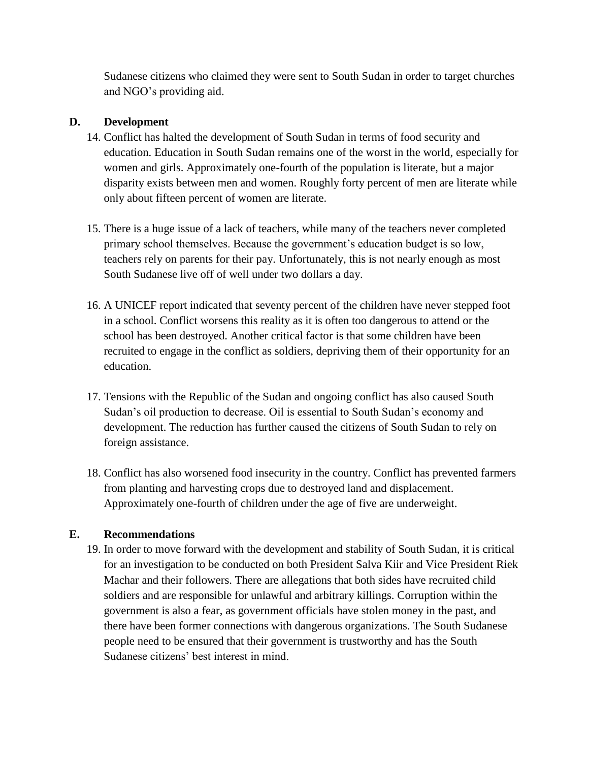Sudanese citizens who claimed they were sent to South Sudan in order to target churches and NGO's providing aid.

## D. Development

14. Conflict has halted the development of South Sudan in terms of food security and education. Education in South Sudan remains one of the worst in the world, especially for women and girls. Approximately one-fourth of the population is literate, but a major disparity exists between men and women. Roughly forty percent of men are literate while only about fifteen percent of women are literate.

15. There is a huge issue of a lack of teachers, while many of the teachers never completed primary school themselves. Because the government's education budget is so low, teachers rely on parents for their pay. Unfortunately, this is not nearly enough as most South Sudanese live off of well under two dollars a day.

16. A UNICEF report indicated that seventy percent of the children have never stepped foot in a school. Conflict worsens this reality as it is often too dangerous to attend or the school has been destroyed. Another critical factor is that some children have been recruited to engage in the conflict as soldiers, depriving them of their opportunity for an education.

17. Tensions with the Republic of the Sudan and ongoing conflict has also caused South Sudan's oil production to decrease. Oil is essential to South Sudan's economy and development. The reduction has further caused the citizens of South Sudan to rely on foreign assistance.

18. Conflict has also worsened food insecurity in the country. Conflict has prevented farmers from planting and harvesting crops due to destroyed land and displacement. Approximately one-fourth of children under the age of five are underweight.

## E. Recommendations

19. In order to move forward with the development and stability of South Sudan, it is critical for an investigation to be conducted on both President Salva Kiir and Vice President Riek Machar and their followers. There are allegations that both sides have recruited child soldiers and are responsible for unlawful and arbitrary killings. Corruption within the government is also a fear, as government officials have stolen money in the past, and there have been former connections with dangerous organizations. The South Sudanese people need to be ensured that their government is trustworthy and has the South Sudanese citizens' best interest in mind.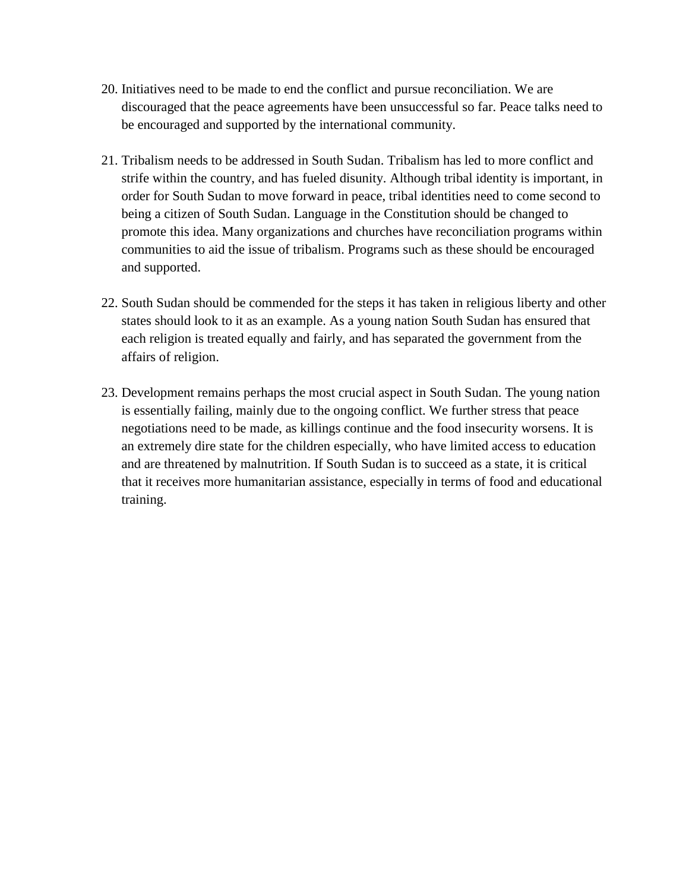20. Initiatives need to be made to end the conflict and pursue reconciliation. We are discouraged that the peace agreements have been unsuccessful so far. Peace talks need to be encouraged and supported by the international community.

21. Tribalism needs to be addressed in South Sudan. Tribalism has led to more conflict and strife within the country, and has fueled disunity. Although tribal identity is important, in order for South Sudan to move forward in peace, tribal identities need to come second to being a citizen of South Sudan. Language in the Constitution should be changed to promote this idea. Many organizations and churches have reconciliation programs within communities to aid the issue of tribalism. Programs such as these should be encouraged and supported.

22. South Sudan should be commended for the steps it has taken in religious liberty and other states should look to it as an example. As a young nation South Sudan has ensured that each religion is treated equally and fairly, and has separated the government from the affairs of religion.

23. Development remains perhaps the most crucial aspect in South Sudan. The young nation is essentially failing, mainly due to the ongoing conflict. We further stress that peace negotiations need to be made, as killings continue and the food insecurity worsens. It is an extremely dire state for the children especially, who have limited access to education and are threatened by malnutrition. If South Sudan is to succeed as a state, it is critical that it receives more humanitarian assistance, especially in terms of food and educational training.